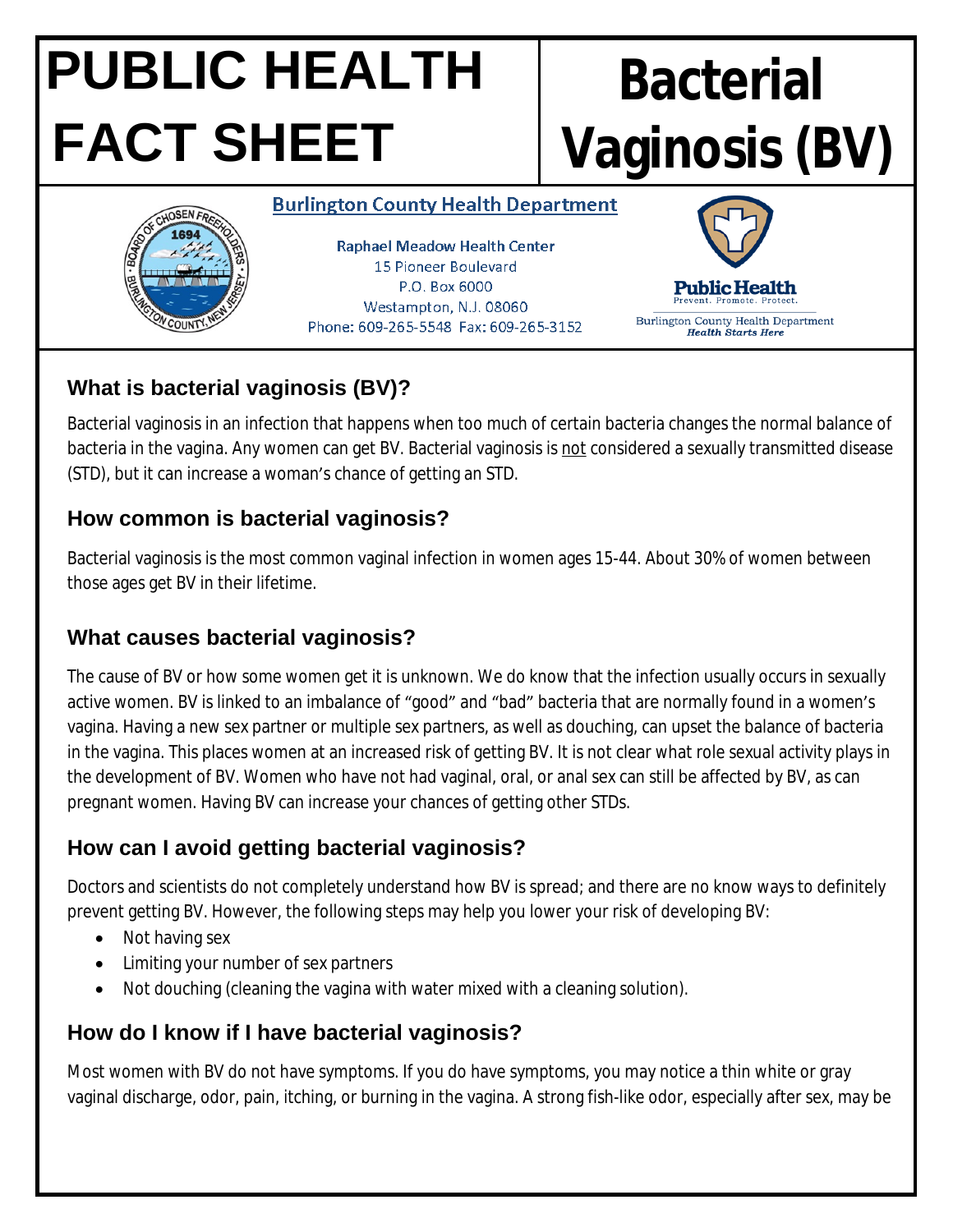# PUBLIC HEALTH FACT SHEET

# Bacterial Vaginosis (BV)

**Burlington County Health Department**

Raphael Meadow Health Center
15 Pioneer Boulevard
P.O. Box 6000
Westampton, N.J. 08060
Phone: 609-265-5548 Fax: 609-265-3152

Public Health
Prevent. Promote. Protect.
Burlington County Health Department
*Health Starts Here*

## What is bacterial vaginosis (BV)?

Bacterial vaginosis in an infection that happens when too much of certain bacteria changes the normal balance of bacteria in the vagina. Any women can get BV. Bacterial vaginosis is not considered a sexually transmitted disease (STD), but it can increase a woman's chance of getting an STD.

## How common is bacterial vaginosis?

Bacterial vaginosis is the most common vaginal infection in women ages 15-44. About 30% of women between those ages get BV in their lifetime.

## What causes bacterial vaginosis?

The cause of BV or how some women get it is unknown. We do know that the infection usually occurs in sexually active women. BV is linked to an imbalance of "good" and "bad" bacteria that are normally found in a women's vagina. Having a new sex partner or multiple sex partners, as well as douching, can upset the balance of bacteria in the vagina. This places women at an increased risk of getting BV. It is not clear what role sexual activity plays in the development of BV. Women who have not had vaginal, oral, or anal sex can still be affected by BV, as can pregnant women. Having BV can increase your chances of getting other STDs.

## How can I avoid getting bacterial vaginosis?

Doctors and scientists do not completely understand how BV is spread; and there are no know ways to definitely prevent getting BV. However, the following steps may help you lower your risk of developing BV:

- Not having sex
- Limiting your number of sex partners
- Not douching (cleaning the vagina with water mixed with a cleaning solution).

## How do I know if I have bacterial vaginosis?

Most women with BV do not have symptoms. If you do have symptoms, you may notice a thin white or gray vaginal discharge, odor, pain, itching, or burning in the vagina. A strong fish-like odor, especially after sex, may be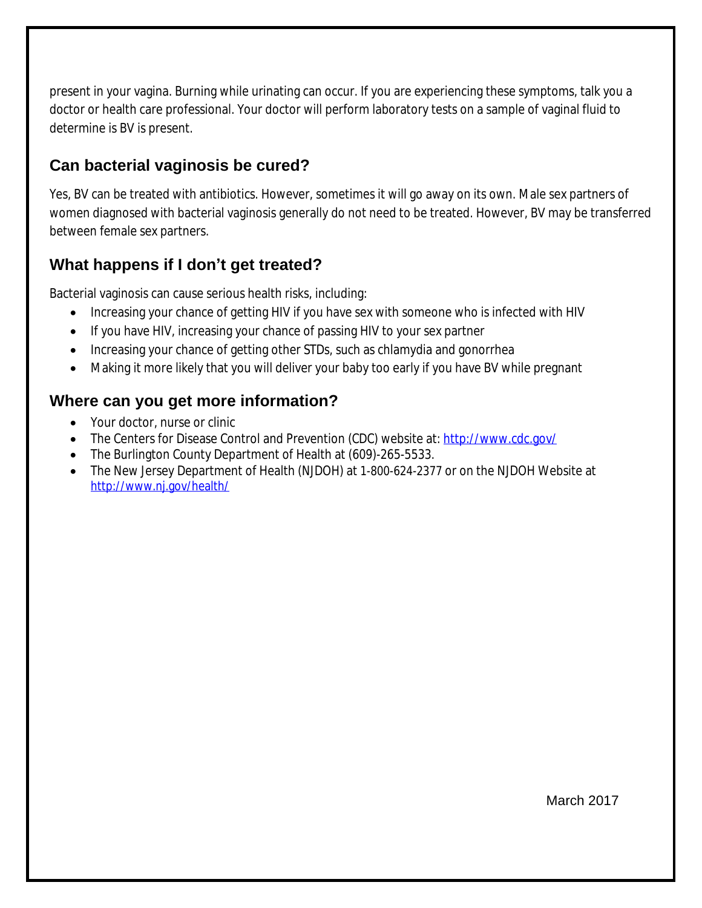present in your vagina. Burning while urinating can occur. If you are experiencing these symptoms, talk you a doctor or health care professional. Your doctor will perform laboratory tests on a sample of vaginal fluid to determine is BV is present.

## Can bacterial vaginosis be cured?

Yes, BV can be treated with antibiotics. However, sometimes it will go away on its own. Male sex partners of women diagnosed with bacterial vaginosis generally do not need to be treated. However, BV may be transferred between female sex partners.

## What happens if I don't get treated?

Bacterial vaginosis can cause serious health risks, including:

- Increasing your chance of getting HIV if you have sex with someone who is infected with HIV
- If you have HIV, increasing your chance of passing HIV to your sex partner
- Increasing your chance of getting other STDs, such as chlamydia and gonorrhea
- Making it more likely that you will deliver your baby too early if you have BV while pregnant

## Where can you get more information?

- Your doctor, nurse or clinic
- The Centers for Disease Control and Prevention (CDC) website at: http://www.cdc.gov/
- The Burlington County Department of Health at (609)-265-5533.
- The New Jersey Department of Health (NJDOH) at 1-800-624-2377 or on the NJDOH Website at http://www.nj.gov/health/

March 2017